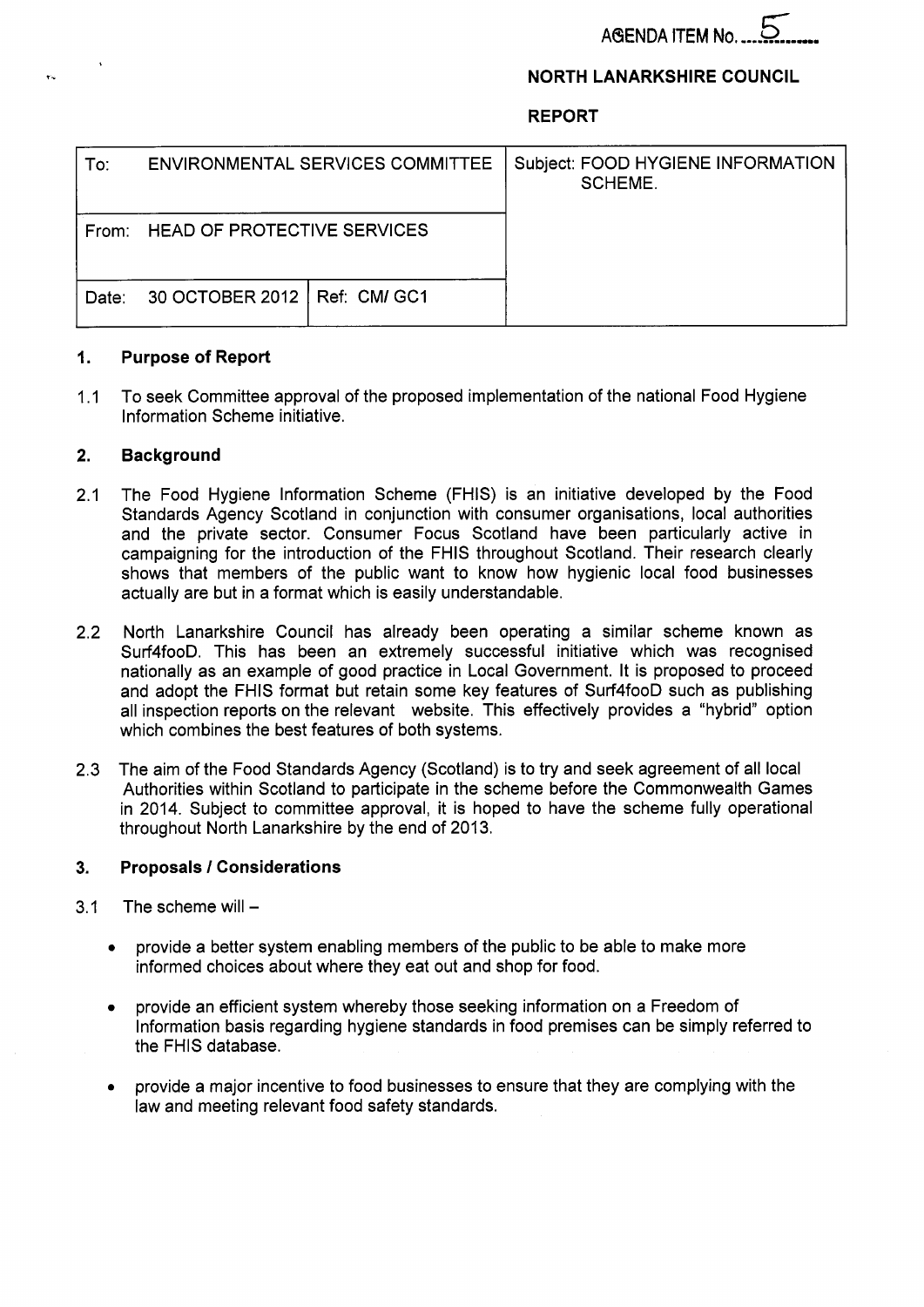AGENDA ITEM No. 5

**NORTH LANARKSHIRE COUNCIL**

**REPORT**

| To: ENVIRONMENTAL SERVICES COMMITTEE | | Subject: FOOD HYGIENE INFORMATION SCHEME. |
|---|---|---|
| From: HEAD OF PROTECTIVE SERVICES | | |
| Date: 30 OCTOBER 2012 | Ref: CM/ GC1 | |

## 1. Purpose of Report

1.1 To seek Committee approval of the proposed implementation of the national Food Hygiene Information Scheme initiative.

## 2. Background

2.1 The Food Hygiene Information Scheme (FHIS) is an initiative developed by the Food Standards Agency Scotland in conjunction with consumer organisations, local authorities and the private sector. Consumer Focus Scotland have been particularly active in campaigning for the introduction of the FHIS throughout Scotland. Their research clearly shows that members of the public want to know how hygienic local food businesses actually are but in a format which is easily understandable.

2.2 North Lanarkshire Council has already been operating a similar scheme known as Surf4fooD. This has been an extremely successful initiative which was recognised nationally as an example of good practice in Local Government. It is proposed to proceed and adopt the FHIS format but retain some key features of Surf4fooD such as publishing all inspection reports on the relevant website. This effectively provides a "hybrid" option which combines the best features of both systems.

2.3 The aim of the Food Standards Agency (Scotland) is to try and seek agreement of all local Authorities within Scotland to participate in the scheme before the Commonwealth Games in 2014. Subject to committee approval, it is hoped to have the scheme fully operational throughout North Lanarkshire by the end of 2013.

## 3. Proposals / Considerations

3.1 The scheme will –

- provide a better system enabling members of the public to be able to make more informed choices about where they eat out and shop for food.
- provide an efficient system whereby those seeking information on a Freedom of Information basis regarding hygiene standards in food premises can be simply referred to the FHIS database.
- provide a major incentive to food businesses to ensure that they are complying with the law and meeting relevant food safety standards.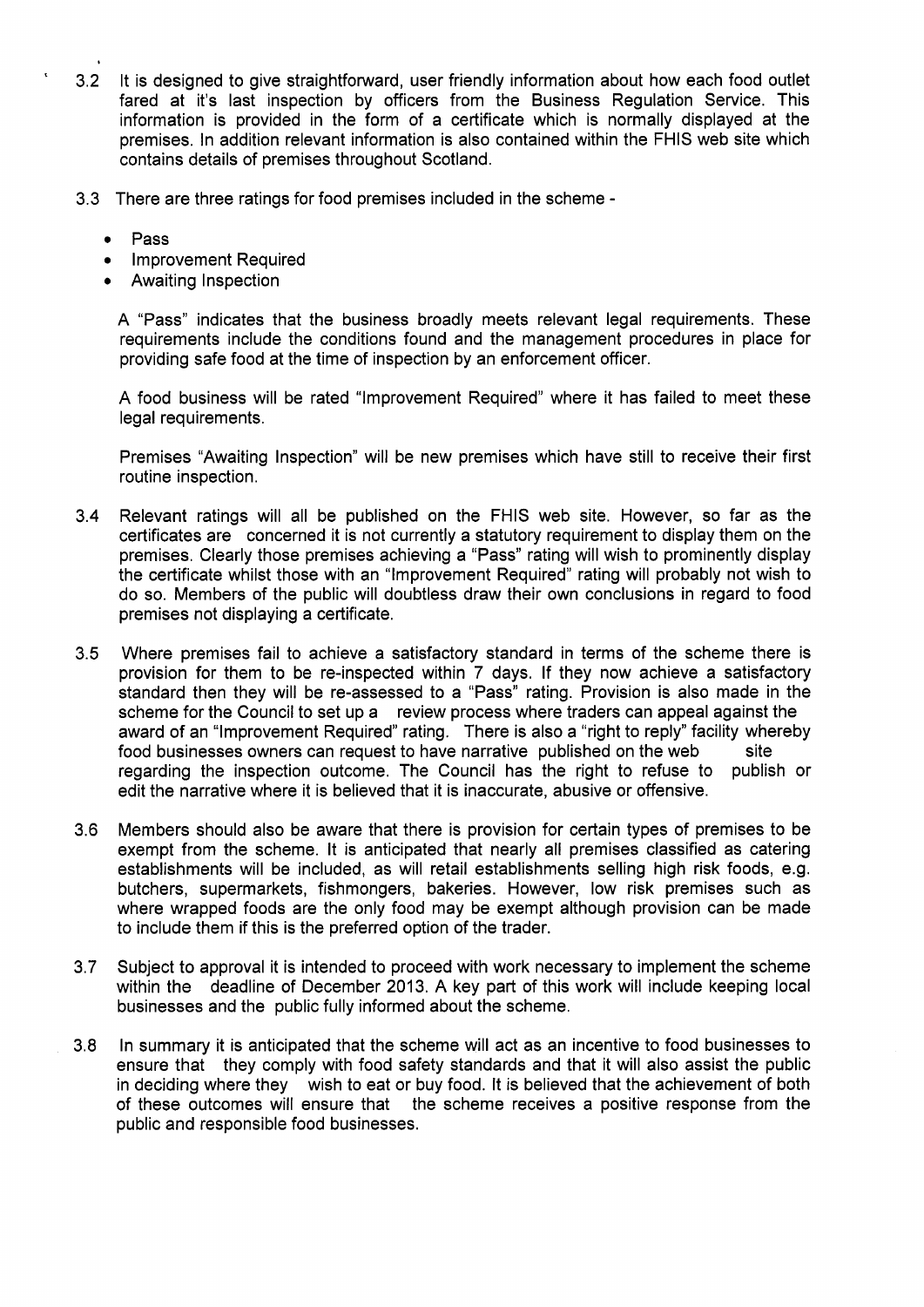3.2 It is designed to give straightforward, user friendly information about how each food outlet fared at it's last inspection by officers from the Business Regulation Service. This information is provided in the form of a certificate which is normally displayed at the premises. In addition relevant information is also contained within the FHIS web site which contains details of premises throughout Scotland.

3.3 There are three ratings for food premises included in the scheme -

- Pass
- Improvement Required
- Awaiting Inspection

A "Pass" indicates that the business broadly meets relevant legal requirements. These requirements include the conditions found and the management procedures in place for providing safe food at the time of inspection by an enforcement officer.

A food business will be rated "Improvement Required" where it has failed to meet these legal requirements.

Premises "Awaiting Inspection" will be new premises which have still to receive their first routine inspection.

3.4 Relevant ratings will all be published on the FHIS web site. However, so far as the certificates are concerned it is not currently a statutory requirement to display them on the premises. Clearly those premises achieving a "Pass" rating will wish to prominently display the certificate whilst those with an "Improvement Required" rating will probably not wish to do so. Members of the public will doubtless draw their own conclusions in regard to food premises not displaying a certificate.

3.5 Where premises fail to achieve a satisfactory standard in terms of the scheme there is provision for them to be re-inspected within 7 days. If they now achieve a satisfactory standard then they will be re-assessed to a "Pass" rating. Provision is also made in the scheme for the Council to set up a review process where traders can appeal against the award of an "Improvement Required" rating. There is also a "right to reply" facility whereby food businesses owners can request to have narrative published on the web site regarding the inspection outcome. The Council has the right to refuse to publish or edit the narrative where it is believed that it is inaccurate, abusive or offensive.

3.6 Members should also be aware that there is provision for certain types of premises to be exempt from the scheme. It is anticipated that nearly all premises classified as catering establishments will be included, as will retail establishments selling high risk foods, e.g. butchers, supermarkets, fishmongers, bakeries. However, low risk premises such as where wrapped foods are the only food may be exempt although provision can be made to include them if this is the preferred option of the trader.

3.7 Subject to approval it is intended to proceed with work necessary to implement the scheme within the deadline of December 2013. A key part of this work will include keeping local businesses and the public fully informed about the scheme.

3.8 In summary it is anticipated that the scheme will act as an incentive to food businesses to ensure that they comply with food safety standards and that it will also assist the public in deciding where they wish to eat or buy food. It is believed that the achievement of both of these outcomes will ensure that the scheme receives a positive response from the public and responsible food businesses.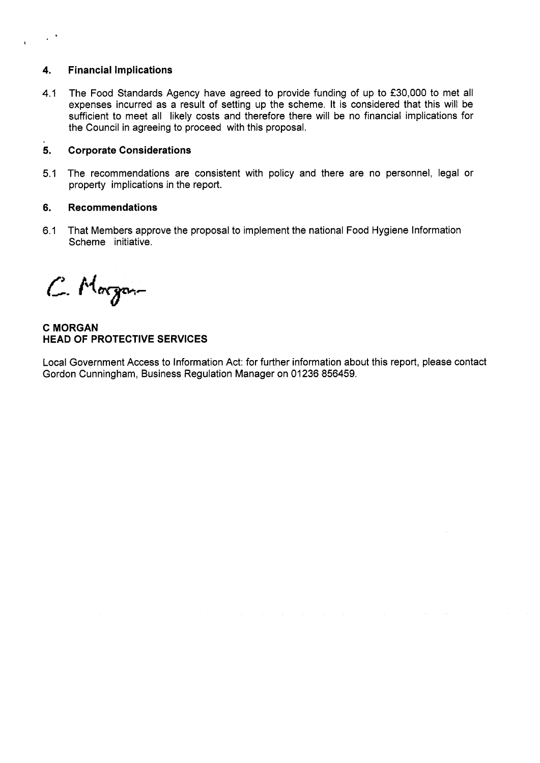## 4. Financial Implications

4.1 The Food Standards Agency have agreed to provide funding of up to £30,000 to met all expenses incurred as a result of setting up the scheme. It is considered that this will be sufficient to meet all likely costs and therefore there will be no financial implications for the Council in agreeing to proceed with this proposal.

## 5. Corporate Considerations

5.1 The recommendations are consistent with policy and there are no personnel, legal or property implications in the report.

## 6. Recommendations

6.1 That Members approve the proposal to implement the national Food Hygiene Information Scheme initiative.

C. Morgan

**C MORGAN**
**HEAD OF PROTECTIVE SERVICES**

Local Government Access to Information Act: for further information about this report, please contact Gordon Cunningham, Business Regulation Manager on 01236 856459.